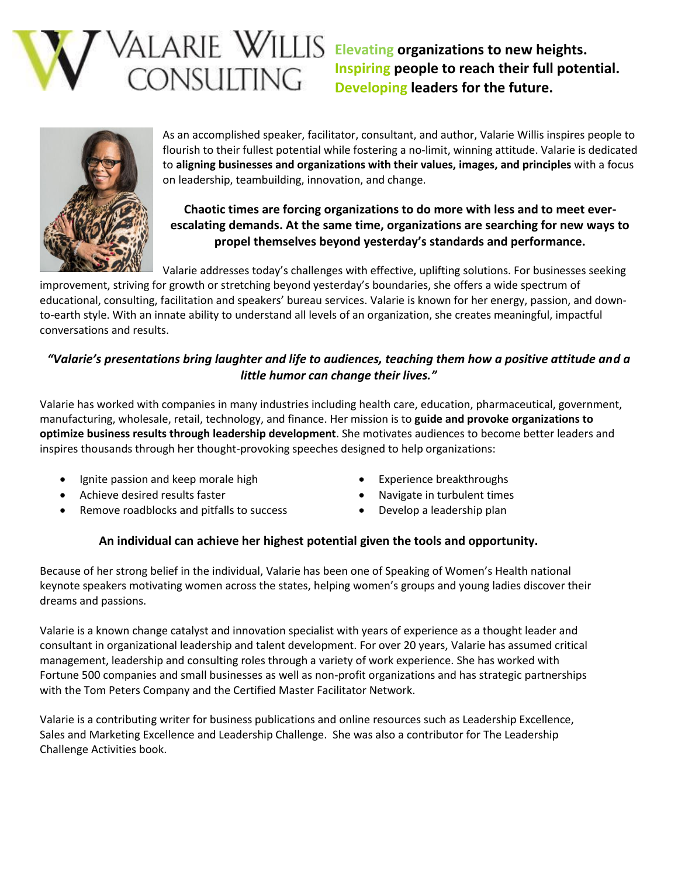# VALARIE WILLIS CONSULTING

**Elevating organizations to new heights.**
**Inspiring people to reach their full potential.**
**Developing leaders for the future.**

As an accomplished speaker, facilitator, consultant, and author, Valarie Willis inspires people to flourish to their fullest potential while fostering a no-limit, winning attitude. Valarie is dedicated to **aligning businesses and organizations with their values, images, and principles** with a focus on leadership, teambuilding, innovation, and change.

**Chaotic times are forcing organizations to do more with less and to meet ever-escalating demands. At the same time, organizations are searching for new ways to propel themselves beyond yesterday's standards and performance.**

Valarie addresses today's challenges with effective, uplifting solutions. For businesses seeking improvement, striving for growth or stretching beyond yesterday's boundaries, she offers a wide spectrum of educational, consulting, facilitation and speakers' bureau services. Valarie is known for her energy, passion, and down-to-earth style. With an innate ability to understand all levels of an organization, she creates meaningful, impactful conversations and results.

***"Valarie's presentations bring laughter and life to audiences, teaching them how a positive attitude and a little humor can change their lives."***

Valarie has worked with companies in many industries including health care, education, pharmaceutical, government, manufacturing, wholesale, retail, technology, and finance. Her mission is to **guide and provoke organizations to optimize business results through leadership development**. She motivates audiences to become better leaders and inspires thousands through her thought-provoking speeches designed to help organizations:

- Ignite passion and keep morale high
- Achieve desired results faster
- Remove roadblocks and pitfalls to success
- Experience breakthroughs
- Navigate in turbulent times
- Develop a leadership plan

**An individual can achieve her highest potential given the tools and opportunity.**

Because of her strong belief in the individual, Valarie has been one of Speaking of Women's Health national keynote speakers motivating women across the states, helping women's groups and young ladies discover their dreams and passions.

Valarie is a known change catalyst and innovation specialist with years of experience as a thought leader and consultant in organizational leadership and talent development. For over 20 years, Valarie has assumed critical management, leadership and consulting roles through a variety of work experience. She has worked with Fortune 500 companies and small businesses as well as non-profit organizations and has strategic partnerships with the Tom Peters Company and the Certified Master Facilitator Network.

Valarie is a contributing writer for business publications and online resources such as Leadership Excellence, Sales and Marketing Excellence and Leadership Challenge. She was also a contributor for The Leadership Challenge Activities book.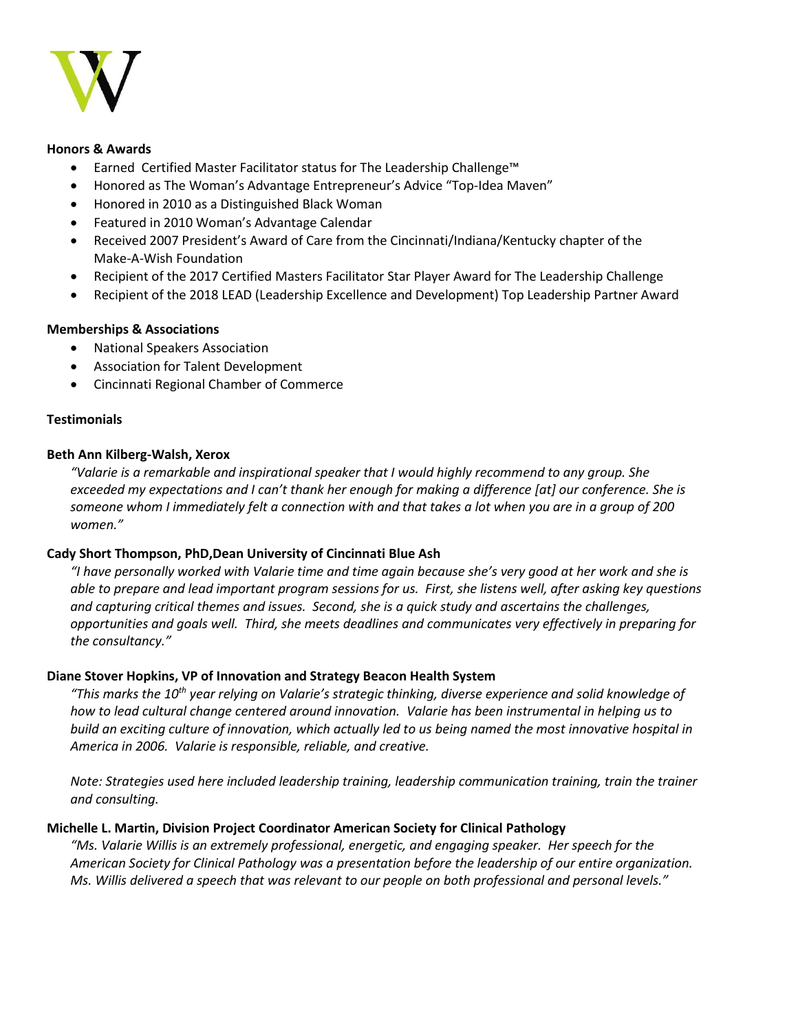**Honors & Awards**

- Earned Certified Master Facilitator status for The Leadership Challenge™
- Honored as The Woman's Advantage Entrepreneur's Advice "Top-Idea Maven"
- Honored in 2010 as a Distinguished Black Woman
- Featured in 2010 Woman's Advantage Calendar
- Received 2007 President's Award of Care from the Cincinnati/Indiana/Kentucky chapter of the Make-A-Wish Foundation
- Recipient of the 2017 Certified Masters Facilitator Star Player Award for The Leadership Challenge
- Recipient of the 2018 LEAD (Leadership Excellence and Development) Top Leadership Partner Award

**Memberships & Associations**

- National Speakers Association
- Association for Talent Development
- Cincinnati Regional Chamber of Commerce

**Testimonials**

**Beth Ann Kilberg-Walsh, Xerox**

*"Valarie is a remarkable and inspirational speaker that I would highly recommend to any group. She exceeded my expectations and I can't thank her enough for making a difference [at] our conference. She is someone whom I immediately felt a connection with and that takes a lot when you are in a group of 200 women."*

**Cady Short Thompson, PhD,Dean University of Cincinnati Blue Ash**

*"I have personally worked with Valarie time and time again because she's very good at her work and she is able to prepare and lead important program sessions for us. First, she listens well, after asking key questions and capturing critical themes and issues. Second, she is a quick study and ascertains the challenges, opportunities and goals well. Third, she meets deadlines and communicates very effectively in preparing for the consultancy."*

**Diane Stover Hopkins, VP of Innovation and Strategy Beacon Health System**

*"This marks the 10th year relying on Valarie's strategic thinking, diverse experience and solid knowledge of how to lead cultural change centered around innovation. Valarie has been instrumental in helping us to build an exciting culture of innovation, which actually led to us being named the most innovative hospital in America in 2006. Valarie is responsible, reliable, and creative.*

*Note: Strategies used here included leadership training, leadership communication training, train the trainer and consulting.*

**Michelle L. Martin, Division Project Coordinator American Society for Clinical Pathology**

*"Ms. Valarie Willis is an extremely professional, energetic, and engaging speaker. Her speech for the American Society for Clinical Pathology was a presentation before the leadership of our entire organization. Ms. Willis delivered a speech that was relevant to our people on both professional and personal levels."*